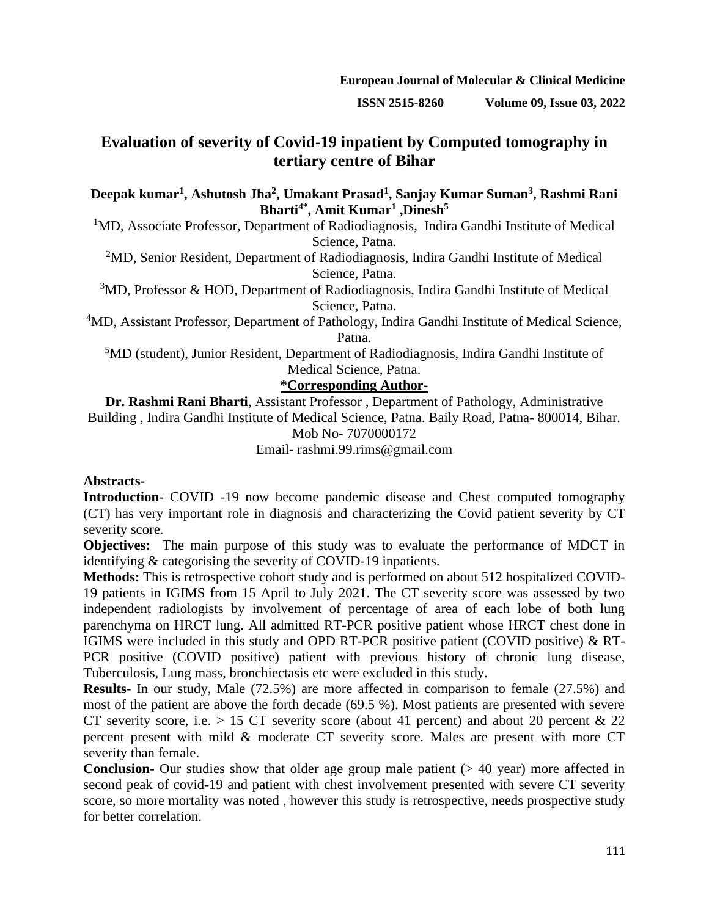# Evaluation of severity of Covid-19 inpatient by Computed tomography in tertiary centre of Bihar

**Deepak kumar[1], Ashutosh Jha[2], Umakant Prasad[1], Sanjay Kumar Suman[3], Rashmi Rani Bharti[4*], Amit Kumar[1] ,Dinesh[5]**

[1]MD, Associate Professor, Department of Radiodiagnosis, Indira Gandhi Institute of Medical Science, Patna.

[2]MD, Senior Resident, Department of Radiodiagnosis, Indira Gandhi Institute of Medical Science, Patna.

[3]MD, Professor & HOD, Department of Radiodiagnosis, Indira Gandhi Institute of Medical Science, Patna.

[4]MD, Assistant Professor, Department of Pathology, Indira Gandhi Institute of Medical Science, Patna.

[5]MD (student), Junior Resident, Department of Radiodiagnosis, Indira Gandhi Institute of Medical Science, Patna.

**\*Corresponding Author-**

**Dr. Rashmi Rani Bharti**, Assistant Professor , Department of Pathology, Administrative Building , Indira Gandhi Institute of Medical Science, Patna. Baily Road, Patna- 800014, Bihar. Mob No- 7070000172

Email- rashmi.99.rims@gmail.com

**Abstracts-**

**Introduction-** COVID -19 now become pandemic disease and Chest computed tomography (CT) has very important role in diagnosis and characterizing the Covid patient severity by CT severity score.

**Objectives:** The main purpose of this study was to evaluate the performance of MDCT in identifying & categorising the severity of COVID-19 inpatients.

**Methods:** This is retrospective cohort study and is performed on about 512 hospitalized COVID-19 patients in IGIMS from 15 April to July 2021. The CT severity score was assessed by two independent radiologists by involvement of percentage of area of each lobe of both lung parenchyma on HRCT lung. All admitted RT-PCR positive patient whose HRCT chest done in IGIMS were included in this study and OPD RT-PCR positive patient (COVID positive) & RT-PCR positive (COVID positive) patient with previous history of chronic lung disease, Tuberculosis, Lung mass, bronchiectasis etc were excluded in this study.

**Results**- In our study, Male (72.5%) are more affected in comparison to female (27.5%) and most of the patient are above the forth decade (69.5 %). Most patients are presented with severe CT severity score, i.e. > 15 CT severity score (about 41 percent) and about 20 percent & 22 percent present with mild & moderate CT severity score. Males are present with more CT severity than female.

**Conclusion-** Our studies show that older age group male patient (> 40 year) more affected in second peak of covid-19 and patient with chest involvement presented with severe CT severity score, so more mortality was noted , however this study is retrospective, needs prospective study for better correlation.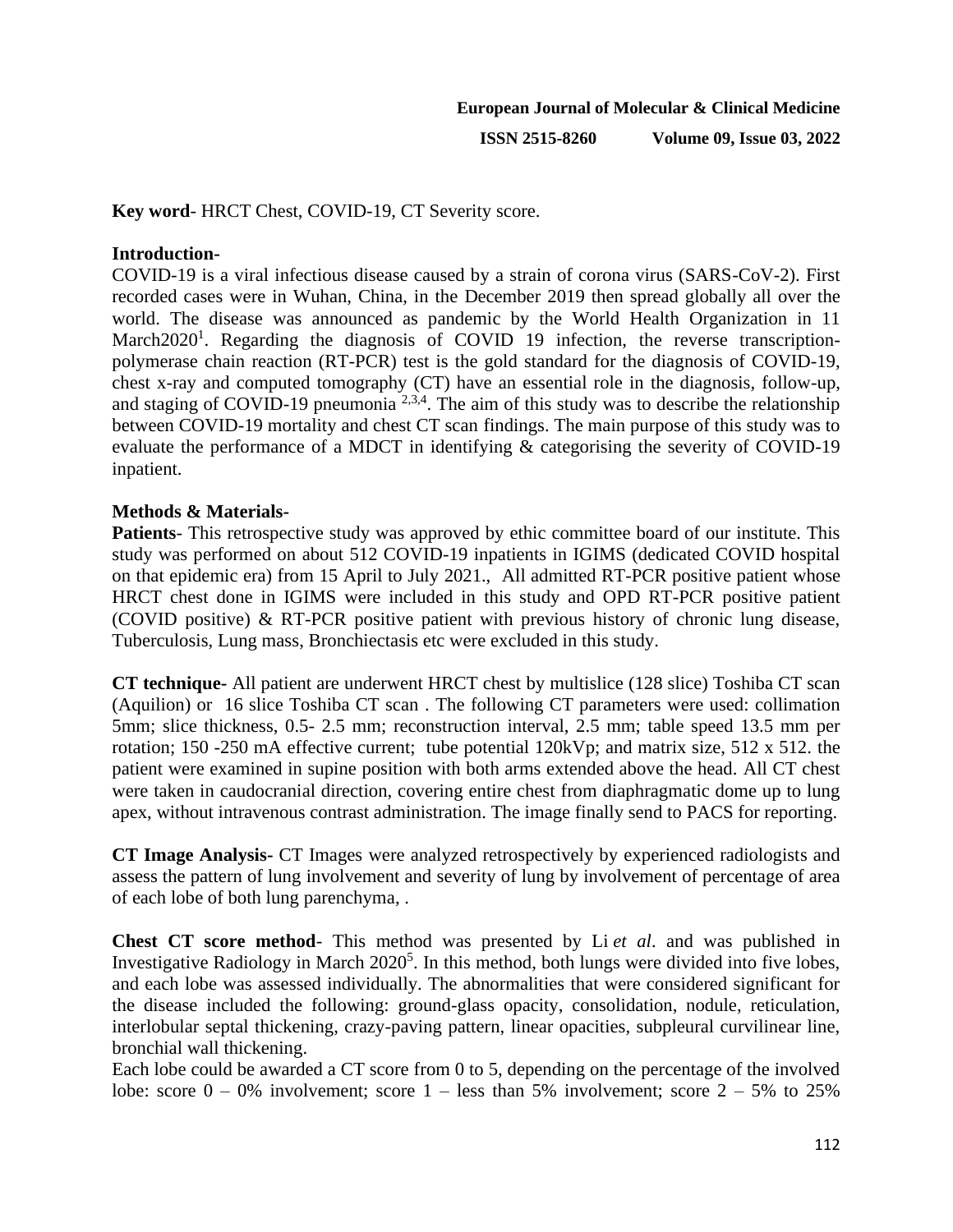**Key word**- HRCT Chest, COVID-19, CT Severity score.

**Introduction-**

COVID-19 is a viral infectious disease caused by a strain of corona virus (SARS-CoV-2). First recorded cases were in Wuhan, China, in the December 2019 then spread globally all over the world. The disease was announced as pandemic by the World Health Organization in 11 March2020[1]. Regarding the diagnosis of COVID 19 infection, the reverse transcription-polymerase chain reaction (RT-PCR) test is the gold standard for the diagnosis of COVID-19, chest x-ray and computed tomography (CT) have an essential role in the diagnosis, follow-up, and staging of COVID-19 pneumonia [2,3,4]. The aim of this study was to describe the relationship between COVID-19 mortality and chest CT scan findings. The main purpose of this study was to evaluate the performance of a MDCT in identifying & categorising the severity of COVID-19 inpatient.

**Methods & Materials-**

**Patients**- This retrospective study was approved by ethic committee board of our institute. This study was performed on about 512 COVID-19 inpatients in IGIMS (dedicated COVID hospital on that epidemic era) from 15 April to July 2021., All admitted RT-PCR positive patient whose HRCT chest done in IGIMS were included in this study and OPD RT-PCR positive patient (COVID positive) & RT-PCR positive patient with previous history of chronic lung disease, Tuberculosis, Lung mass, Bronchiectasis etc were excluded in this study.

**CT technique-** All patient are underwent HRCT chest by multislice (128 slice) Toshiba CT scan (Aquilion) or 16 slice Toshiba CT scan . The following CT parameters were used: collimation 5mm; slice thickness, 0.5- 2.5 mm; reconstruction interval, 2.5 mm; table speed 13.5 mm per rotation; 150 -250 mA effective current; tube potential 120kVp; and matrix size, 512 x 512. the patient were examined in supine position with both arms extended above the head. All CT chest were taken in caudocranial direction, covering entire chest from diaphragmatic dome up to lung apex, without intravenous contrast administration. The image finally send to PACS for reporting.

**CT Image Analysis-** CT Images were analyzed retrospectively by experienced radiologists and assess the pattern of lung involvement and severity of lung by involvement of percentage of area of each lobe of both lung parenchyma, .

**Chest CT score method**- This method was presented by Li *et al*. and was published in Investigative Radiology in March 2020[5]. In this method, both lungs were divided into five lobes, and each lobe was assessed individually. The abnormalities that were considered significant for the disease included the following: ground-glass opacity, consolidation, nodule, reticulation, interlobular septal thickening, crazy-paving pattern, linear opacities, subpleural curvilinear line, bronchial wall thickening.

Each lobe could be awarded a CT score from 0 to 5, depending on the percentage of the involved lobe: score 0 – 0% involvement; score 1 – less than 5% involvement; score 2 – 5% to 25%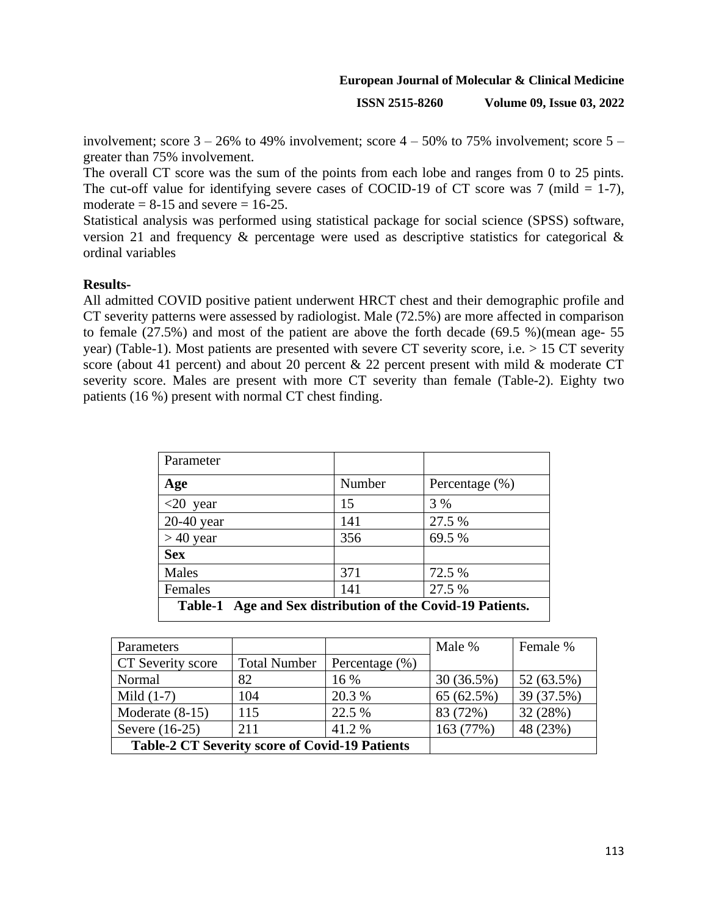involvement; score 3 – 26% to 49% involvement; score 4 – 50% to 75% involvement; score 5 – greater than 75% involvement.

The overall CT score was the sum of the points from each lobe and ranges from 0 to 25 pints. The cut-off value for identifying severe cases of COCID-19 of CT score was 7 (mild = 1-7), moderate = 8-15 and severe = 16-25.

Statistical analysis was performed using statistical package for social science (SPSS) software, version 21 and frequency & percentage were used as descriptive statistics for categorical & ordinal variables

**Results-**

All admitted COVID positive patient underwent HRCT chest and their demographic profile and CT severity patterns were assessed by radiologist. Male (72.5%) are more affected in comparison to female (27.5%) and most of the patient are above the forth decade (69.5 %)(mean age- 55 year) (Table-1). Most patients are presented with severe CT severity score, i.e. > 15 CT severity score (about 41 percent) and about 20 percent & 22 percent present with mild & moderate CT severity score. Males are present with more CT severity than female (Table-2). Eighty two patients (16 %) present with normal CT chest finding.

| Parameter | | |
|---|---|---|
| **Age** | Number | Percentage (%) |
| <20 year | 15 | 3 % |
| 20-40 year | 141 | 27.5 % |
| > 40 year | 356 | 69.5 % |
| **Sex** | | |
| Males | 371 | 72.5 % |
| Females | 141 | 27.5 % |

**Table-1 Age and Sex distribution of the Covid-19 Patients.**

| Parameters | | | Male % | Female % |
|---|---|---|---|---|
| CT Severity score | Total Number | Percentage (%) | | |
| Normal | 82 | 16 % | 30 (36.5%) | 52 (63.5%) |
| Mild (1-7) | 104 | 20.3 % | 65 (62.5%) | 39 (37.5%) |
| Moderate (8-15) | 115 | 22.5 % | 83 (72%) | 32 (28%) |
| Severe (16-25) | 211 | 41.2 % | 163 (77%) | 48 (23%) |

**Table-2 CT Severity score of Covid-19 Patients**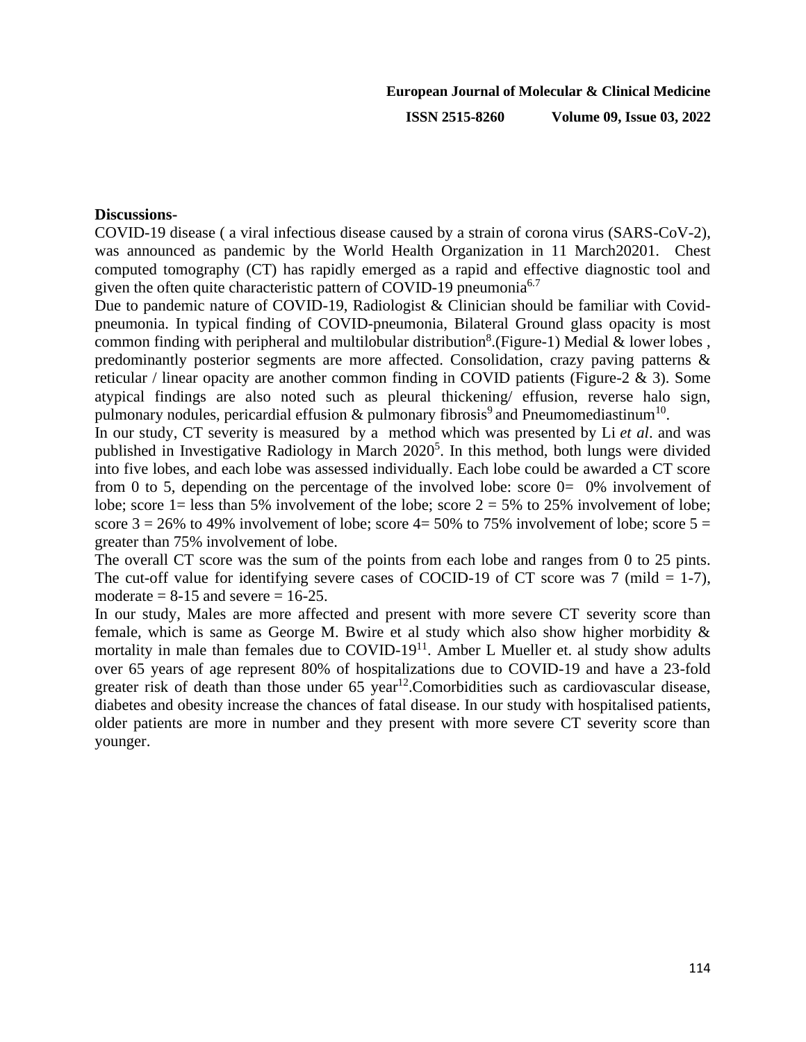**Discussions-**

COVID-19 disease ( a viral infectious disease caused by a strain of corona virus (SARS-CoV-2), was announced as pandemic by the World Health Organization in 11 March20201. Chest computed tomography (CT) has rapidly emerged as a rapid and effective diagnostic tool and given the often quite characteristic pattern of COVID-19 pneumonia[6,7]

Due to pandemic nature of COVID-19, Radiologist & Clinician should be familiar with Covid-pneumonia. In typical finding of COVID-pneumonia, Bilateral Ground glass opacity is most common finding with peripheral and multilobular distribution[8].(Figure-1) Medial & lower lobes , predominantly posterior segments are more affected. Consolidation, crazy paving patterns & reticular / linear opacity are another common finding in COVID patients (Figure-2 & 3). Some atypical findings are also noted such as pleural thickening/ effusion, reverse halo sign, pulmonary nodules, pericardial effusion & pulmonary fibrosis[9] and Pneumomediastinum[10].

In our study, CT severity is measured by a method which was presented by Li *et al*. and was published in Investigative Radiology in March 2020[5]. In this method, both lungs were divided into five lobes, and each lobe was assessed individually. Each lobe could be awarded a CT score from 0 to 5, depending on the percentage of the involved lobe: score 0= 0% involvement of lobe; score 1= less than 5% involvement of the lobe; score 2 = 5% to 25% involvement of lobe; score 3 = 26% to 49% involvement of lobe; score 4= 50% to 75% involvement of lobe; score 5 = greater than 75% involvement of lobe.

The overall CT score was the sum of the points from each lobe and ranges from 0 to 25 pints. The cut-off value for identifying severe cases of COCID-19 of CT score was 7 (mild = 1-7), moderate = 8-15 and severe = 16-25.

In our study, Males are more affected and present with more severe CT severity score than female, which is same as George M. Bwire et al study which also show higher morbidity & mortality in male than females due to COVID-19[11]. Amber L Mueller et. al study show adults over 65 years of age represent 80% of hospitalizations due to COVID-19 and have a 23-fold greater risk of death than those under 65 year[12].Comorbidities such as cardiovascular disease, diabetes and obesity increase the chances of fatal disease. In our study with hospitalised patients, older patients are more in number and they present with more severe CT severity score than younger.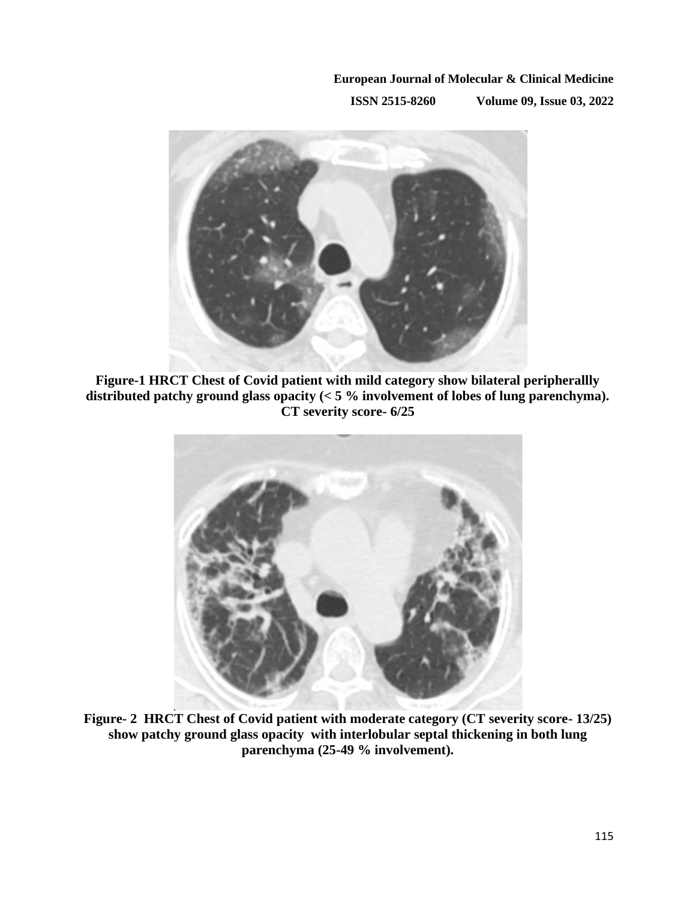**Figure-1 HRCT Chest of Covid patient with mild category show bilateral peripherallly distributed patchy ground glass opacity (< 5 % involvement of lobes of lung parenchyma). CT severity score- 6/25**

**Figure- 2 HRCT Chest of Covid patient with moderate category (CT severity score- 13/25) show patchy ground glass opacity with interlobular septal thickening in both lung parenchyma (25-49 % involvement).**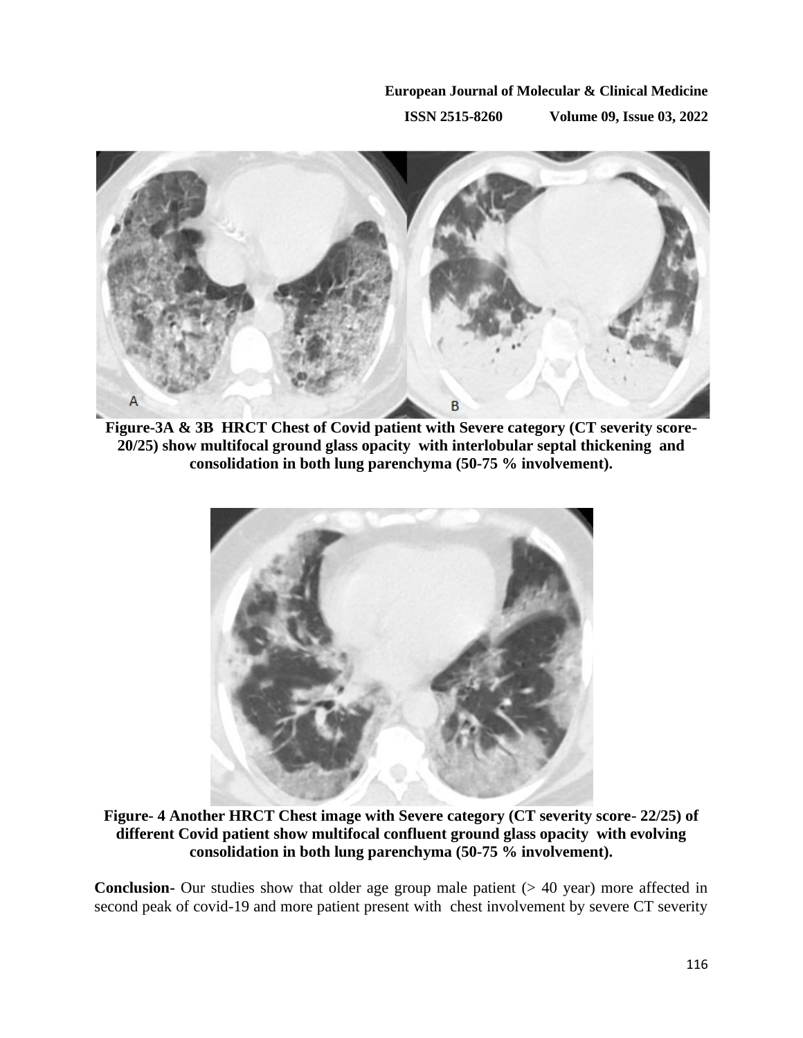**Figure-3A & 3B HRCT Chest of Covid patient with Severe category (CT severity score- 20/25) show multifocal ground glass opacity with interlobular septal thickening and consolidation in both lung parenchyma (50-75 % involvement).**

**Figure- 4 Another HRCT Chest image with Severe category (CT severity score- 22/25) of different Covid patient show multifocal confluent ground glass opacity with evolving consolidation in both lung parenchyma (50-75 % involvement).**

**Conclusion-** Our studies show that older age group male patient (> 40 year) more affected in second peak of covid-19 and more patient present with chest involvement by severe CT severity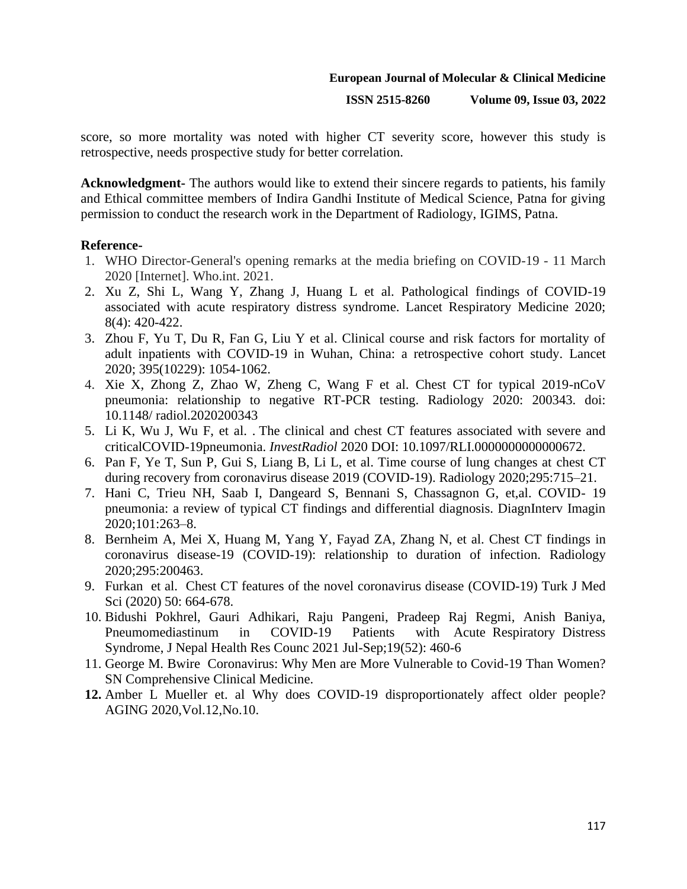score, so more mortality was noted with higher CT severity score, however this study is retrospective, needs prospective study for better correlation.

**Acknowledgment-** The authors would like to extend their sincere regards to patients, his family and Ethical committee members of Indira Gandhi Institute of Medical Science, Patna for giving permission to conduct the research work in the Department of Radiology, IGIMS, Patna.

**Reference-**

1. WHO Director-General's opening remarks at the media briefing on COVID-19 - 11 March 2020 [Internet]. Who.int. 2021.
2. Xu Z, Shi L, Wang Y, Zhang J, Huang L et al. Pathological findings of COVID-19 associated with acute respiratory distress syndrome. Lancet Respiratory Medicine 2020; 8(4): 420-422.
3. Zhou F, Yu T, Du R, Fan G, Liu Y et al. Clinical course and risk factors for mortality of adult inpatients with COVID-19 in Wuhan, China: a retrospective cohort study. Lancet 2020; 395(10229): 1054-1062.
4. Xie X, Zhong Z, Zhao W, Zheng C, Wang F et al. Chest CT for typical 2019-nCoV pneumonia: relationship to negative RT-PCR testing. Radiology 2020: 200343. doi: 10.1148/ radiol.2020200343
5. Li K, Wu J, Wu F, et al. . The clinical and chest CT features associated with severe and criticalCOVID-19pneumonia. *InvestRadiol* 2020 DOI: 10.1097/RLI.0000000000000672.
6. Pan F, Ye T, Sun P, Gui S, Liang B, Li L, et al. Time course of lung changes at chest CT during recovery from coronavirus disease 2019 (COVID-19). Radiology 2020;295:715–21.
7. Hani C, Trieu NH, Saab I, Dangeard S, Bennani S, Chassagnon G, et,al. COVID- 19 pneumonia: a review of typical CT findings and differential diagnosis. DiagnInterv Imagin 2020;101:263–8.
8. Bernheim A, Mei X, Huang M, Yang Y, Fayad ZA, Zhang N, et al. Chest CT findings in coronavirus disease-19 (COVID-19): relationship to duration of infection. Radiology 2020;295:200463.
9. Furkan et al. Chest CT features of the novel coronavirus disease (COVID-19) Turk J Med Sci (2020) 50: 664-678.
10. Bidushi Pokhrel, Gauri Adhikari, Raju Pangeni, Pradeep Raj Regmi, Anish Baniya, Pneumomediastinum in COVID-19 Patients with Acute Respiratory Distress Syndrome, J Nepal Health Res Counc 2021 Jul-Sep;19(52): 460-6
11. George M. Bwire Coronavirus: Why Men are More Vulnerable to Covid-19 Than Women? SN Comprehensive Clinical Medicine.
12. Amber L Mueller et. al Why does COVID-19 disproportionately affect older people? AGING 2020,Vol.12,No.10.